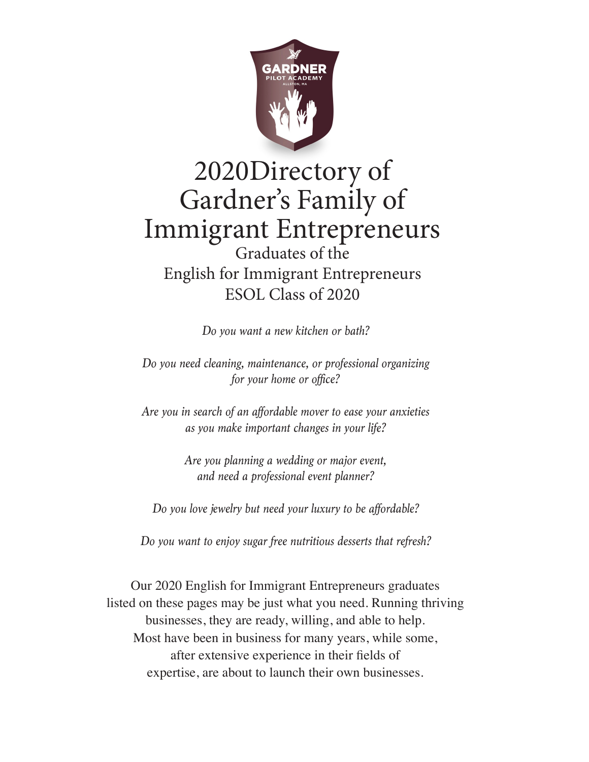GARDNER
PILOT ACADEMY
ALLSTON, MA

# 2020Directory of Gardner's Family of Immigrant Entrepreneurs

## Graduates of the English for Immigrant Entrepreneurs ESOL Class of 2020

*Do you want a new kitchen or bath?*

*Do you need cleaning, maintenance, or professional organizing for your home or office?*

*Are you in search of an affordable mover to ease your anxieties as you make important changes in your life?*

*Are you planning a wedding or major event, and need a professional event planner?*

*Do you love jewelry but need your luxury to be affordable?*

*Do you want to enjoy sugar free nutritious desserts that refresh?*

Our 2020 English for Immigrant Entrepreneurs graduates listed on these pages may be just what you need. Running thriving businesses, they are ready, willing, and able to help. Most have been in business for many years, while some, after extensive experience in their fields of expertise, are about to launch their own businesses.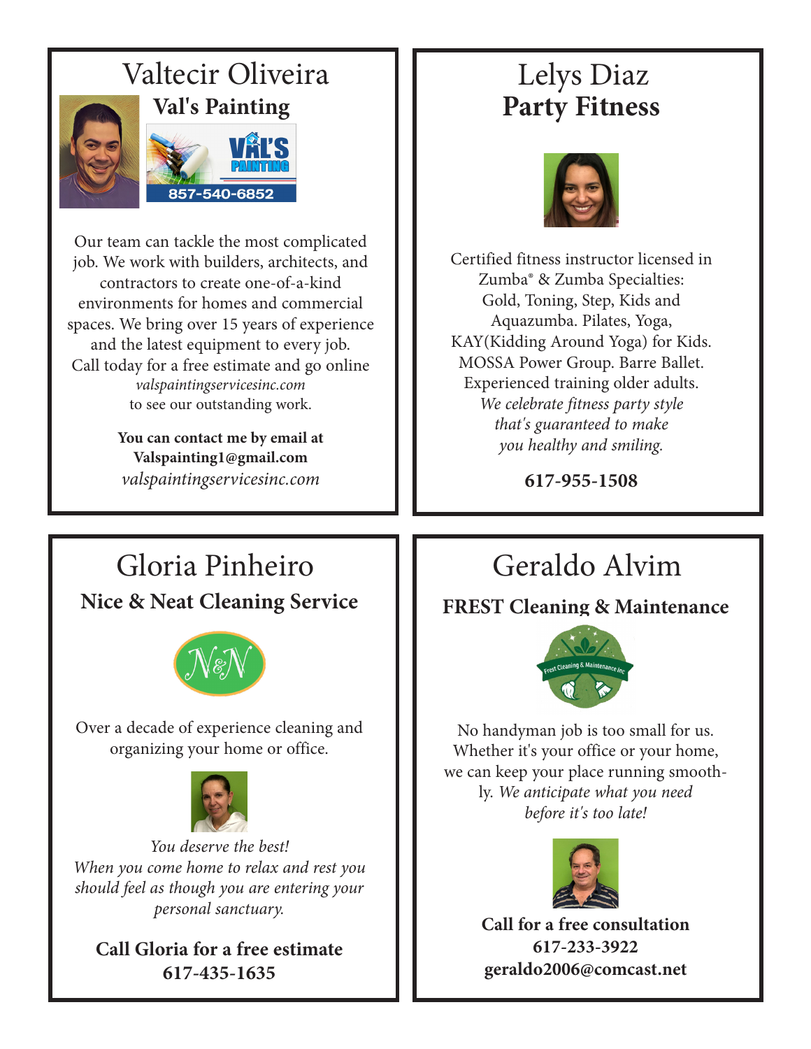## Valtecir Oliveira

### Val's Painting

857-540-6852

Our team can tackle the most complicated job. We work with builders, architects, and contractors to create one-of-a-kind environments for homes and commercial spaces. We bring over 15 years of experience and the latest equipment to every job. Call today for a free estimate and go online *valspaintingservicesinc.com* to see our outstanding work.

**You can contact me by email at Valspainting1@gmail.com**

*valspaintingservicesinc.com*

## Lelys Diaz

### Party Fitness

Certified fitness instructor licensed in Zumba® & Zumba Specialties: Gold, Toning, Step, Kids and Aquazumba. Pilates, Yoga, KAY(Kidding Around Yoga) for Kids. MOSSA Power Group. Barre Ballet. Experienced training older adults.

*We celebrate fitness party style that's guaranteed to make you healthy and smiling.*

**617-955-1508**

## Gloria Pinheiro

### Nice & Neat Cleaning Service

N&N

Over a decade of experience cleaning and organizing your home or office.

*You deserve the best!*
*When you come home to relax and rest you should feel as though you are entering your personal sanctuary.*

**Call Gloria for a free estimate**
**617-435-1635**

## Geraldo Alvim

### FREST Cleaning & Maintenance

Frest Cleaning & Maintenance inc

No handyman job is too small for us. Whether it's your office or your home, we can keep your place running smoothly. *We anticipate what you need before it's too late!*

**Call for a free consultation**
**617-233-3922**
**geraldo2006@comcast.net**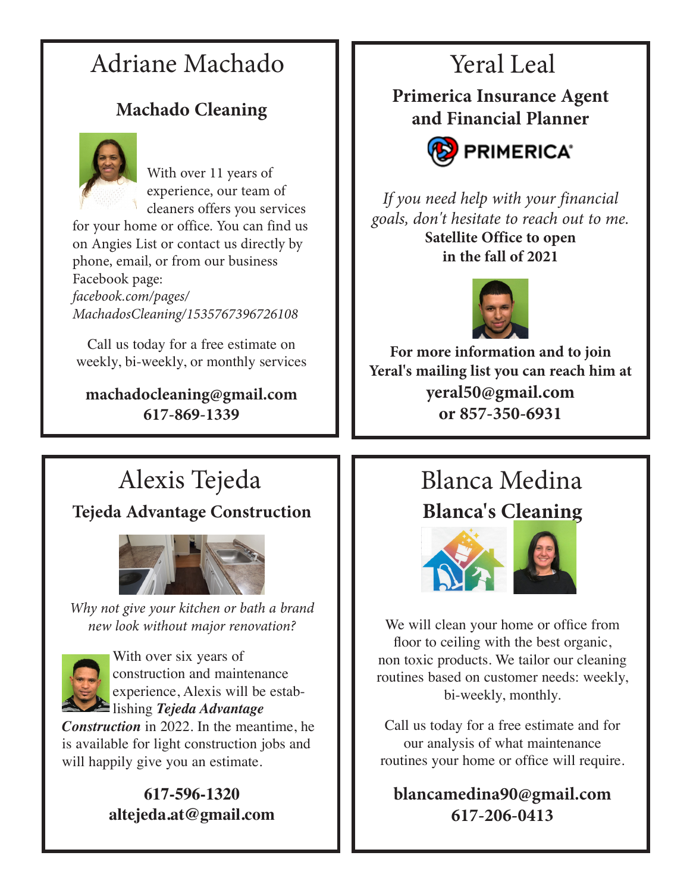## Adriane Machado

**Machado Cleaning**

With over 11 years of experience, our team of cleaners offers you services for your home or office. You can find us on Angies List or contact us directly by phone, email, or from our business Facebook page:
*facebook.com/pages/MachadosCleaning/1535767396726108*

Call us today for a free estimate on weekly, bi-weekly, or monthly services

**machadocleaning@gmail.com**
**617-869-1339**

## Yeral Leal

**Primerica Insurance Agent and Financial Planner**

PRIMERICA®

*If you need help with your financial goals, don't hesitate to reach out to me.*
**Satellite Office to open in the fall of 2021**

**For more information and to join Yeral's mailing list you can reach him at**
**yeral50@gmail.com**
**or 857-350-6931**

## Alexis Tejeda

**Tejeda Advantage Construction**

*Why not give your kitchen or bath a brand new look without major renovation?*

With over six years of construction and maintenance experience, Alexis will be establishing ***Tejeda Advantage Construction*** in 2022. In the meantime, he is available for light construction jobs and will happily give you an estimate.

**617-596-1320**
**altejeda.at@gmail.com**

## Blanca Medina

**Blanca's Cleaning**

We will clean your home or office from floor to ceiling with the best organic, non toxic products. We tailor our cleaning routines based on customer needs: weekly, bi-weekly, monthly.

Call us today for a free estimate and for our analysis of what maintenance routines your home or office will require.

**blancamedina90@gmail.com**
**617-206-0413**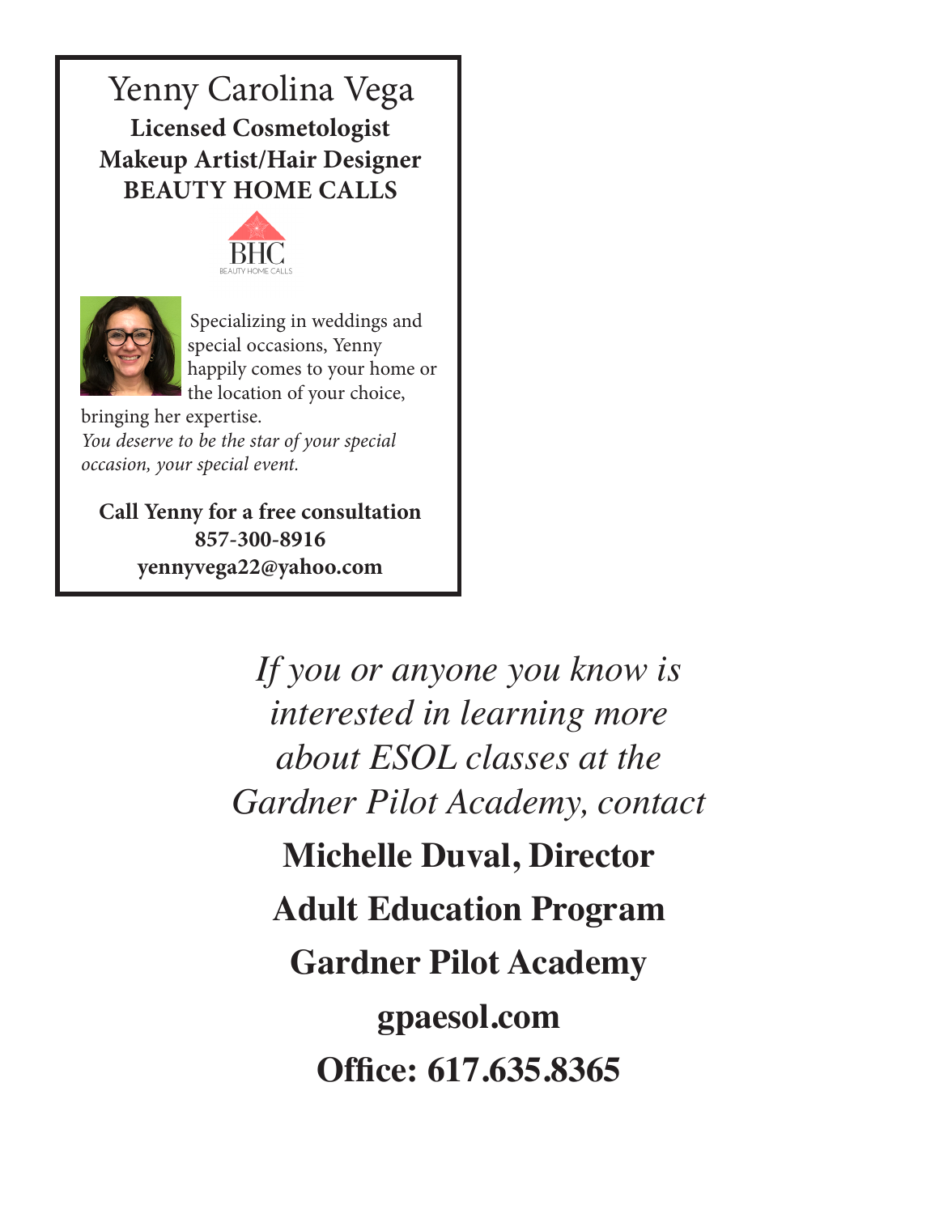Yenny Carolina Vega

**Licensed Cosmetologist**

**Makeup Artist/Hair Designer**

**BEAUTY HOME CALLS**

BHC
BEAUTY HOME CALLS

Specializing in weddings and special occasions, Yenny happily comes to your home or the location of your choice, bringing her expertise.

*You deserve to be the star of your special occasion, your special event.*

**Call Yenny for a free consultation**

**857-300-8916**

**yennyvega22@yahoo.com**

*If you or anyone you know is interested in learning more about ESOL classes at the Gardner Pilot Academy, contact*

**Michelle Duval, Director**

**Adult Education Program**

**Gardner Pilot Academy**

**gpaesol.com**

**Office: 617.635.8365**